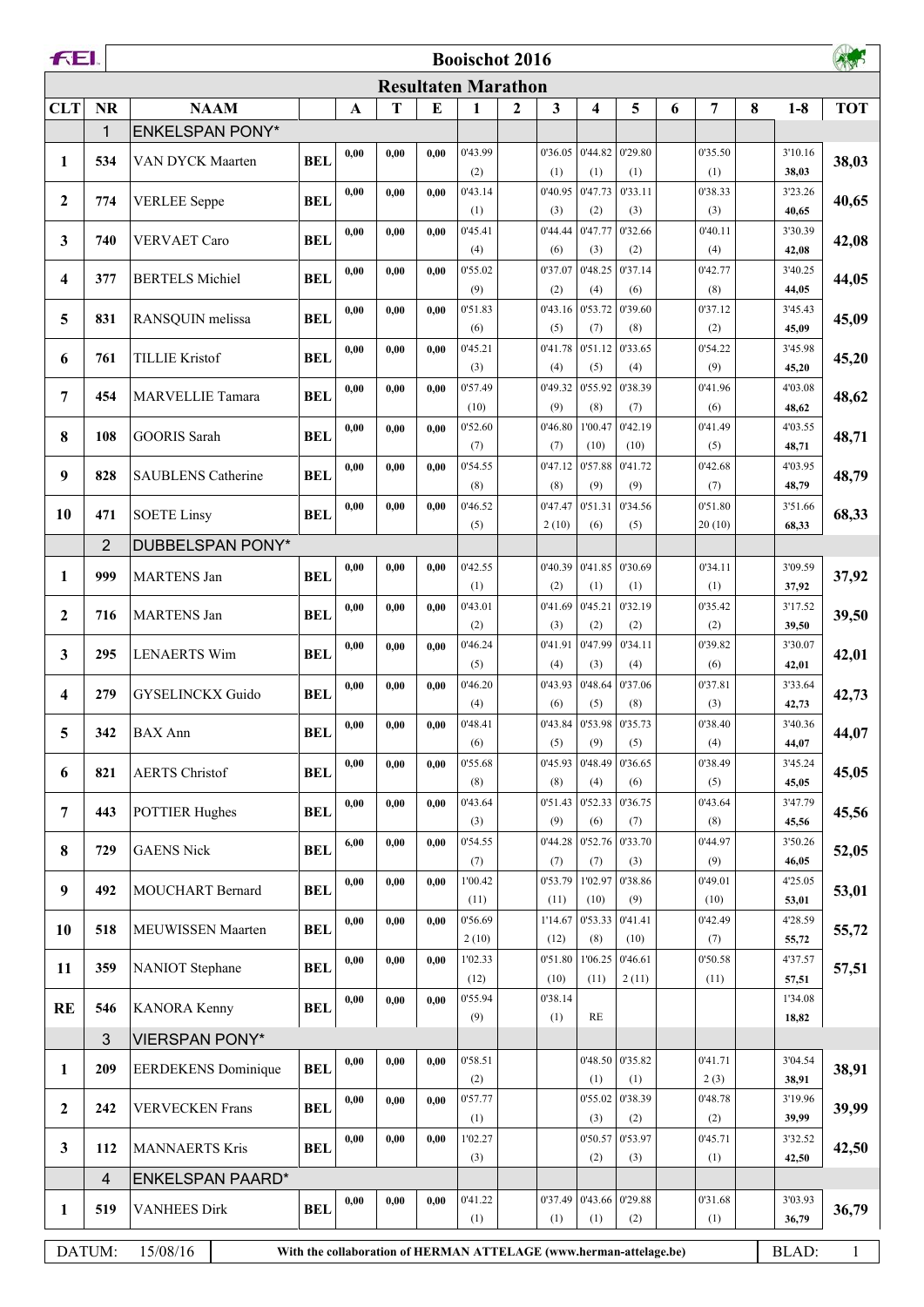# Booischot 2016

## Resultaten Marathon

| CLT | NR | NAAM | | A | T | E | 1 | 2 | 3 | 4 | 5 | 6 | 7 | 8 | 1-8 | TOT |
|---|---|---|---|---|---|---|---|---|---|---|---|---|---|---|---|---|
| | 1 | ENKELSPAN PONY* | | | | | | | | | | | | | | |
| 1 | 534 | VAN DYCK Maarten | BEL | 0,00 | 0,00 | 0,00 | 0'43.99 (2) | | 0'36.05 (1) | 0'44.82 (1) | 0'29.80 (1) | | 0'35.50 (1) | | 3'10.16 **38,03** | 38,03 |
| 2 | 774 | VERLEE Seppe | BEL | 0,00 | 0,00 | 0,00 | 0'43.14 (1) | | 0'40.95 (3) | 0'47.73 (2) | 0'33.11 (3) | | 0'38.33 (3) | | 3'23.26 **40,65** | 40,65 |
| 3 | 740 | VERVAET Caro | BEL | 0,00 | 0,00 | 0,00 | 0'45.41 (4) | | 0'44.44 (6) | 0'47.77 (3) | 0'32.66 (2) | | 0'40.11 (4) | | 3'30.39 **42,08** | 42,08 |
| 4 | 377 | BERTELS Michiel | BEL | 0,00 | 0,00 | 0,00 | 0'55.02 (9) | | 0'37.07 (2) | 0'48.25 (4) | 0'37.14 (6) | | 0'42.77 (8) | | 3'40.25 **44,05** | 44,05 |
| 5 | 831 | RANSQUIN melissa | BEL | 0,00 | 0,00 | 0,00 | 0'51.83 (6) | | 0'43.16 (5) | 0'53.72 (7) | 0'39.60 (8) | | 0'37.12 (2) | | 3'45.43 **45,09** | 45,09 |
| 6 | 761 | TILLIE Kristof | BEL | 0,00 | 0,00 | 0,00 | 0'45.21 (3) | | 0'41.78 (4) | 0'51.12 (5) | 0'33.65 (4) | | 0'54.22 (9) | | 3'45.98 **45,20** | 45,20 |
| 7 | 454 | MARVELLIE Tamara | BEL | 0,00 | 0,00 | 0,00 | 0'57.49 (10) | | 0'49.32 (9) | 0'55.92 (8) | 0'38.39 (7) | | 0'41.96 (6) | | 4'03.08 **48,62** | 48,62 |
| 8 | 108 | GOORIS Sarah | BEL | 0,00 | 0,00 | 0,00 | 0'52.60 (7) | | 0'46.80 (7) | 1'00.47 (10) | 0'42.19 (10) | | 0'41.49 (5) | | 4'03.55 **48,71** | 48,71 |
| 9 | 828 | SAUBLENS Catherine | BEL | 0,00 | 0,00 | 0,00 | 0'54.55 (8) | | 0'47.12 (8) | 0'57.88 (9) | 0'41.72 (9) | | 0'42.68 (7) | | 4'03.95 **48,79** | 48,79 |
| 10 | 471 | SOETE Linsy | BEL | 0,00 | 0,00 | 0,00 | 0'46.52 (5) | | 0'47.47 2 (10) | 0'51.31 (6) | 0'34.56 (5) | | 0'51.80 20 (10) | | 3'51.66 **68,33** | 68,33 |
| | 2 | DUBBELSPAN PONY* | | | | | | | | | | | | | | |
| 1 | 999 | MARTENS Jan | BEL | 0,00 | 0,00 | 0,00 | 0'42.55 (1) | | 0'40.39 (2) | 0'41.85 (1) | 0'30.69 (1) | | 0'34.11 (1) | | 3'09.59 **37,92** | 37,92 |
| 2 | 716 | MARTENS Jan | BEL | 0,00 | 0,00 | 0,00 | 0'43.01 (2) | | 0'41.69 (3) | 0'45.21 (2) | 0'32.19 (2) | | 0'35.42 (2) | | 3'17.52 **39,50** | 39,50 |
| 3 | 295 | LENAERTS Wim | BEL | 0,00 | 0,00 | 0,00 | 0'46.24 (5) | | 0'41.91 (4) | 0'47.99 (3) | 0'34.11 (4) | | 0'39.82 (6) | | 3'30.07 **42,01** | 42,01 |
| 4 | 279 | GYSELINCKX Guido | BEL | 0,00 | 0,00 | 0,00 | 0'46.20 (4) | | 0'43.93 (6) | 0'48.64 (5) | 0'37.06 (8) | | 0'37.81 (3) | | 3'33.64 **42,73** | 42,73 |
| 5 | 342 | BAX Ann | BEL | 0,00 | 0,00 | 0,00 | 0'48.41 (6) | | 0'43.84 (5) | 0'53.98 (9) | 0'35.73 (5) | | 0'38.40 (4) | | 3'40.36 **44,07** | 44,07 |
| 6 | 821 | AERTS Christof | BEL | 0,00 | 0,00 | 0,00 | 0'55.68 (8) | | 0'45.93 (8) | 0'48.49 (4) | 0'36.65 (6) | | 0'38.49 (5) | | 3'45.24 **45,05** | 45,05 |
| 7 | 443 | POTTIER Hughes | BEL | 0,00 | 0,00 | 0,00 | 0'43.64 (3) | | 0'51.43 (9) | 0'52.33 (6) | 0'36.75 (7) | | 0'43.64 (8) | | 3'47.79 **45,56** | 45,56 |
| 8 | 729 | GAENS Nick | BEL | 6,00 | 0,00 | 0,00 | 0'54.55 (7) | | 0'44.28 (7) | 0'52.76 (7) | 0'33.70 (3) | | 0'44.97 (9) | | 3'50.26 **46,05** | 52,05 |
| 9 | 492 | MOUCHART Bernard | BEL | 0,00 | 0,00 | 0,00 | 1'00.42 (11) | | 0'53.79 (11) | 1'02.97 (10) | 0'38.86 (9) | | 0'49.01 (10) | | 4'25.05 **53,01** | 53,01 |
| 10 | 518 | MEUWISSEN Maarten | BEL | 0,00 | 0,00 | 0,00 | 0'56.69 2 (10) | | 1'14.67 (12) | 0'53.33 (8) | 0'41.41 (10) | | 0'42.49 (7) | | 4'28.59 **55,72** | 55,72 |
| 11 | 359 | NANIOT Stephane | BEL | 0,00 | 0,00 | 0,00 | 1'02.33 (12) | | 0'51.80 (10) | 1'06.25 (11) | 0'46.61 2 (11) | | 0'50.58 (11) | | 4'37.57 **57,51** | 57,51 |
| RE | 546 | KANORA Kenny | BEL | 0,00 | 0,00 | 0,00 | 0'55.94 (9) | | 0'38.14 (1) | RE | | | | | 1'34.08 **18,82** | |
| | 3 | VIERSPAN PONY* | | | | | | | | | | | | | | |
| 1 | 209 | EERDEKENS Dominique | BEL | 0,00 | 0,00 | 0,00 | 0'58.51 (2) | | | 0'48.50 (1) | 0'35.82 (1) | | 0'41.71 2 (3) | | 3'04.54 **38,91** | 38,91 |
| 2 | 242 | VERVECKEN Frans | BEL | 0,00 | 0,00 | 0,00 | 0'57.77 (1) | | | 0'55.02 (3) | 0'38.39 (2) | | 0'48.78 (2) | | 3'19.96 **39,99** | 39,99 |
| 3 | 112 | MANNAERTS Kris | BEL | 0,00 | 0,00 | 0,00 | 1'02.27 (3) | | | 0'50.57 (2) | 0'53.97 (3) | | 0'45.71 (1) | | 3'32.52 **42,50** | 42,50 |
| | 4 | ENKELSPAN PAARD* | | | | | | | | | | | | | | |
| 1 | 519 | VANHEES Dirk | BEL | 0,00 | 0,00 | 0,00 | 0'41.22 (1) | | 0'37.49 (1) | 0'43.66 (1) | 0'29.88 (2) | | 0'31.68 (1) | | 3'03.93 **36,79** | 36,79 |

DATUM: 15/08/16 — With the collaboration of HERMAN ATTELAGE (www.herman-attelage.be) — BLAD: 1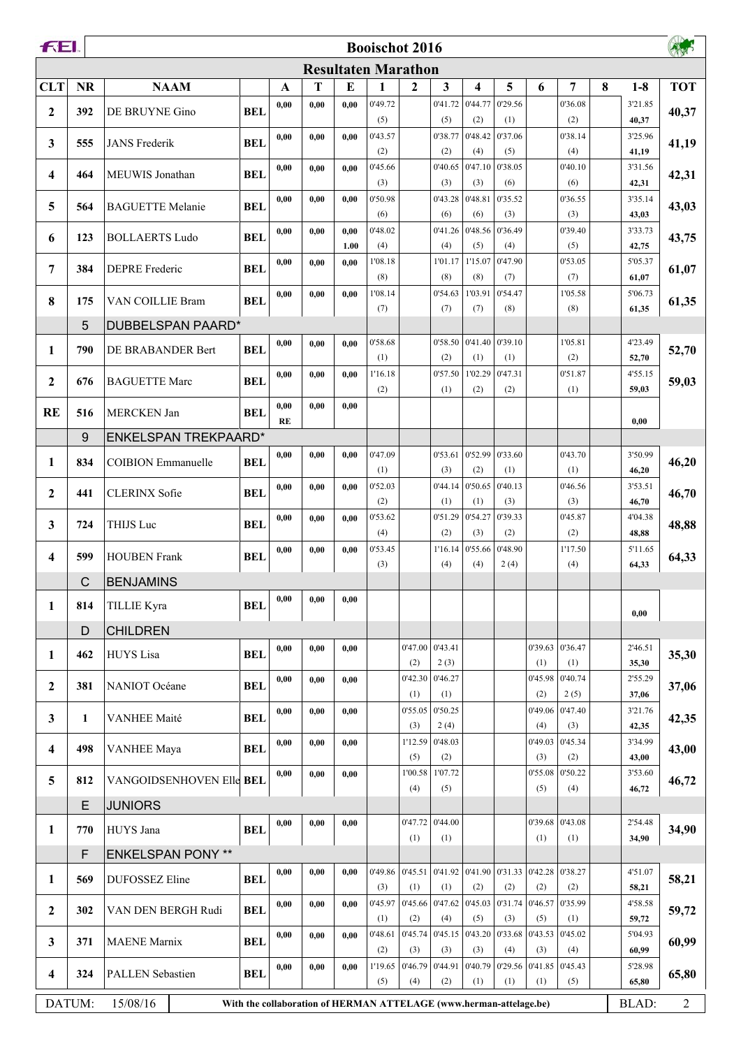# Booischot 2016

## Resultaten Marathon

| CLT | NR | NAAM | | A | T | E | 1 | 2 | 3 | 4 | 5 | 6 | 7 | 8 | 1-8 | TOT |
|---|---|---|---|---|---|---|---|---|---|---|---|---|---|---|---|---|
| 2 | 392 | DE BRUYNE Gino | BEL | 0,00 | 0,00 | 0,00 | 0'49.72 (5) | | 0'41.72 (5) | 0'44.77 (2) | 0'29.56 (1) | | 0'36.08 (2) | | 3'21.85 40,37 | 40,37 |
| 3 | 555 | JANS Frederik | BEL | 0,00 | 0,00 | 0,00 | 0'43.57 (2) | | 0'38.77 (2) | 0'48.42 (4) | 0'37.06 (5) | | 0'38.14 (4) | | 3'25.96 41,19 | 41,19 |
| 4 | 464 | MEUWIS Jonathan | BEL | 0,00 | 0,00 | 0,00 | 0'45.66 (3) | | 0'40.65 (3) | 0'47.10 (3) | 0'38.05 (6) | | 0'40.10 (6) | | 3'31.56 42,31 | 42,31 |
| 5 | 564 | BAGUETTE Melanie | BEL | 0,00 | 0,00 | 0,00 | 0'50.98 (6) | | 0'43.28 (6) | 0'48.81 (6) | 0'35.52 (3) | | 0'36.55 (3) | | 3'35.14 43,03 | 43,03 |
| 6 | 123 | BOLLAERTS Ludo | BEL | 0,00 | 0,00 | 0,00 1.00 | 0'48.02 (4) | | 0'41.26 (4) | 0'48.56 (5) | 0'36.49 (4) | | 0'39.40 (5) | | 3'33.73 42,75 | 43,75 |
| 7 | 384 | DEPRE Frederic | BEL | 0,00 | 0,00 | 0,00 | 1'08.18 (8) | | 1'01.17 (8) | 1'15.07 (8) | 0'47.90 (7) | | 0'53.05 (7) | | 5'05.37 61,07 | 61,07 |
| 8 | 175 | VAN COILLIE Bram | BEL | 0,00 | 0,00 | 0,00 | 1'08.14 (7) | | 0'54.63 (7) | 1'03.91 (7) | 0'54.47 (8) | | 1'05.58 (8) | | 5'06.73 61,35 | 61,35 |
| | 5 | DUBBELSPAN PAARD* | | | | | | | | | | | | | | |
| 1 | 790 | DE BRABANDER Bert | BEL | 0,00 | 0,00 | 0,00 | 0'58.68 (1) | | 0'58.50 (2) | 0'41.40 (1) | 0'39.10 (1) | | 1'05.81 (2) | | 4'23.49 52,70 | 52,70 |
| 2 | 676 | BAGUETTE Marc | BEL | 0,00 | 0,00 | 0,00 | 1'16.18 (2) | | 0'57.50 (1) | 1'02.29 (2) | 0'47.31 (2) | | 0'51.87 (1) | | 4'55.15 59,03 | 59,03 |
| RE | 516 | MERCKEN Jan | BEL | 0,00 RE | 0,00 | 0,00 | | | | | | | | | 0,00 | |
| | 9 | ENKELSPAN TREKPAARD* | | | | | | | | | | | | | | |
| 1 | 834 | COIBION Emmanuelle | BEL | 0,00 | 0,00 | 0,00 | 0'47.09 (1) | | 0'53.61 (3) | 0'52.99 (2) | 0'33.60 (1) | | 0'43.70 (1) | | 3'50.99 46,20 | 46,20 |
| 2 | 441 | CLERINX Sofie | BEL | 0,00 | 0,00 | 0,00 | 0'52.03 (2) | | 0'44.14 (1) | 0'50.65 (1) | 0'40.13 (3) | | 0'46.56 (3) | | 3'53.51 46,70 | 46,70 |
| 3 | 724 | THIJS Luc | BEL | 0,00 | 0,00 | 0,00 | 0'53.62 (4) | | 0'51.29 (2) | 0'54.27 (3) | 0'39.33 (2) | | 0'45.87 (2) | | 4'04.38 48,88 | 48,88 |
| 4 | 599 | HOUBEN Frank | BEL | 0,00 | 0,00 | 0,00 | 0'53.45 (3) | | 1'16.14 (4) | 0'55.66 (4) | 0'48.90 2 (4) | | 1'17.50 (4) | | 5'11.65 64,33 | 64,33 |
| | C | BENJAMINS | | | | | | | | | | | | | | |
| 1 | 814 | TILLIE Kyra | BEL | 0,00 | 0,00 | 0,00 | | | | | | | | | 0,00 | |
| | D | CHILDREN | | | | | | | | | | | | | | |
| 1 | 462 | HUYS Lisa | BEL | 0,00 | 0,00 | 0,00 | | 0'47.00 (2) | 0'43.41 2 (3) | | | 0'39.63 (1) | 0'36.47 (1) | | 2'46.51 35,30 | 35,30 |
| 2 | 381 | NANIOT Océane | BEL | 0,00 | 0,00 | 0,00 | | 0'42.30 (1) | 0'46.27 (1) | | | 0'45.98 (2) | 0'40.74 2 (5) | | 2'55.29 37,06 | 37,06 |
| 3 | 1 | VANHEE Maité | BEL | 0,00 | 0,00 | 0,00 | | 0'55.05 (3) | 0'50.25 2 (4) | | | 0'49.06 (4) | 0'47.40 (3) | | 3'21.76 42,35 | 42,35 |
| 4 | 498 | VANHEE Maya | BEL | 0,00 | 0,00 | 0,00 | | 1'12.59 (5) | 0'48.03 (2) | | | 0'49.03 (3) | 0'45.34 (2) | | 3'34.99 43,00 | 43,00 |
| 5 | 812 | VANGOIDSENHOVEN Elle | BEL | 0,00 | 0,00 | 0,00 | | 1'00.58 (4) | 1'07.72 (5) | | | 0'55.08 (5) | 0'50.22 (4) | | 3'53.60 46,72 | 46,72 |
| | E | JUNIORS | | | | | | | | | | | | | | |
| 1 | 770 | HUYS Jana | BEL | 0,00 | 0,00 | 0,00 | | 0'47.72 (1) | 0'44.00 (1) | | | 0'39.68 (1) | 0'43.08 (1) | | 2'54.48 34,90 | 34,90 |
| | F | ENKELSPAN PONY ** | | | | | | | | | | | | | | |
| 1 | 569 | DUFOSSEZ Eline | BEL | 0,00 | 0,00 | 0,00 | 0'49.86 (3) | 0'45.51 (1) | 0'41.92 (1) | 0'41.90 (2) | 0'31.33 (2) | 0'42.28 (2) | 0'38.27 (2) | | 4'51.07 58,21 | 58,21 |
| 2 | 302 | VAN DEN BERGH Rudi | BEL | 0,00 | 0,00 | 0,00 | 0'45.97 (1) | 0'45.66 (2) | 0'47.62 (4) | 0'45.03 (5) | 0'31.74 (3) | 0'46.57 (5) | 0'35.99 (1) | | 4'58.58 59,72 | 59,72 |
| 3 | 371 | MAENE Marnix | BEL | 0,00 | 0,00 | 0,00 | 0'48.61 (2) | 0'45.74 (3) | 0'45.15 (3) | 0'43.20 (3) | 0'33.68 (4) | 0'43.53 (3) | 0'45.02 (4) | | 5'04.93 60,99 | 60,99 |
| 4 | 324 | PALLEN Sebastien | BEL | 0,00 | 0,00 | 0,00 | 1'19.65 (5) | 0'46.79 (4) | 0'44.91 (2) | 0'40.79 (1) | 0'29.56 (1) | 0'41.85 (1) | 0'45.43 (5) | | 5'28.98 65,80 | 65,80 |

DATUM: 15/08/16 | With the collaboration of HERMAN ATTELAGE (www.herman-attelage.be)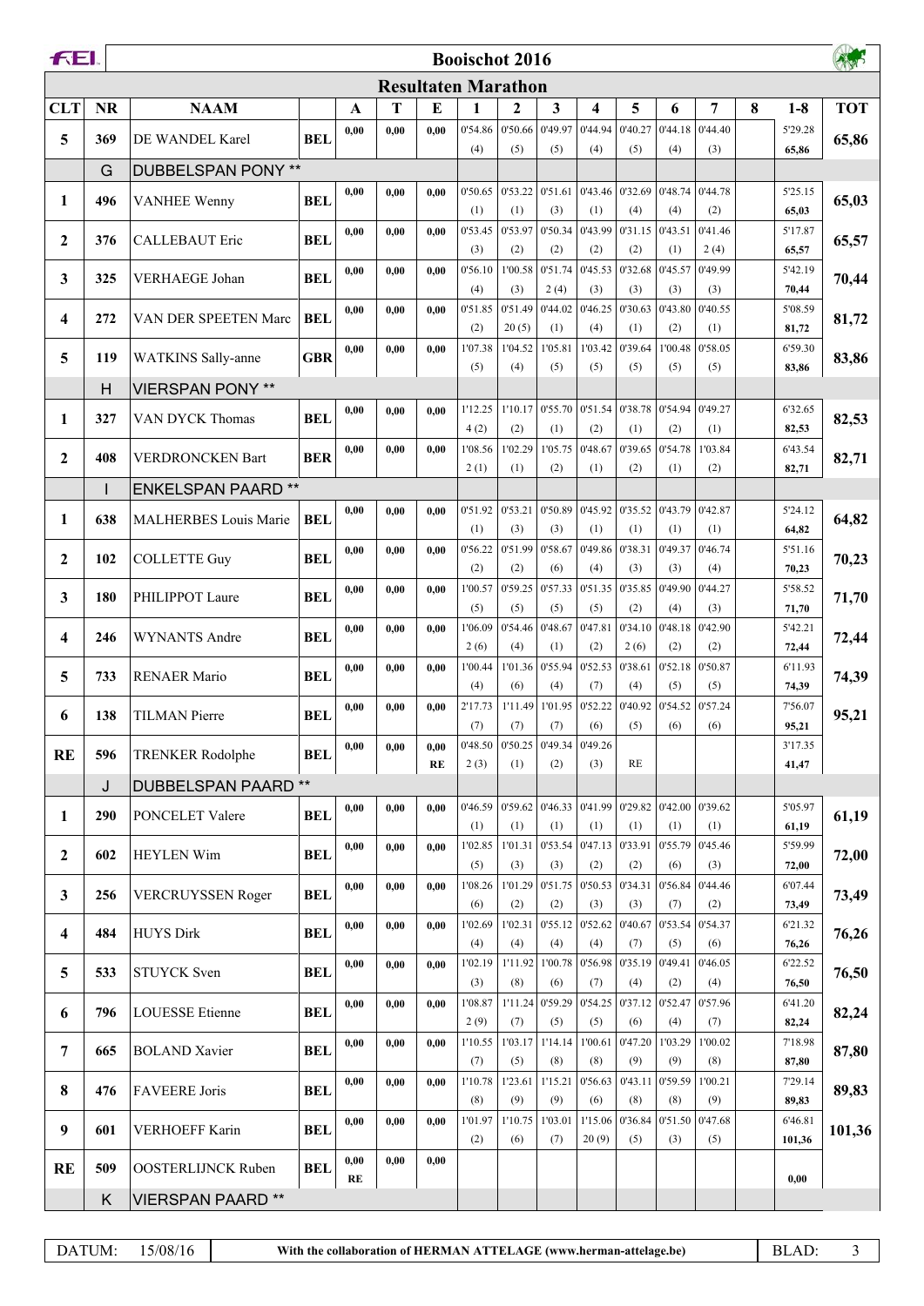# Booischot 2016

## Resultaten Marathon

| CLT | NR | NAAM | | A | T | E | 1 | 2 | 3 | 4 | 5 | 6 | 7 | 8 | 1-8 | TOT |
|---|---|---|---|---|---|---|---|---|---|---|---|---|---|---|---|---|
| 5 | 369 | DE WANDEL Karel | BEL | 0,00 | 0,00 | 0,00 | 0'54.86 (4) | 0'50.66 (5) | 0'49.97 (5) | 0'44.94 (4) | 0'40.27 (5) | 0'44.18 (4) | 0'44.40 (3) | | 5'29.28 65,86 | 65,86 |
| | G | DUBBELSPAN PONY ** | | | | | | | | | | | | | | |
| 1 | 496 | VANHEE Wenny | BEL | 0,00 | 0,00 | 0,00 | 0'50.65 (1) | 0'53.22 (1) | 0'51.61 (3) | 0'43.46 (1) | 0'32.69 (4) | 0'48.74 (4) | 0'44.78 (2) | | 5'25.15 65,03 | 65,03 |
| 2 | 376 | CALLEBAUT Eric | BEL | 0,00 | 0,00 | 0,00 | 0'53.45 (3) | 0'53.97 (2) | 0'50.34 (2) | 0'43.99 (2) | 0'31.15 (2) | 0'43.51 (1) | 0'41.46 2 (4) | | 5'17.87 65,57 | 65,57 |
| 3 | 325 | VERHAEGE Johan | BEL | 0,00 | 0,00 | 0,00 | 0'56.10 (4) | 1'00.58 (3) | 0'51.74 2 (4) | 0'45.53 (3) | 0'32.68 (3) | 0'45.57 (3) | 0'49.99 (3) | | 5'42.19 70,44 | 70,44 |
| 4 | 272 | VAN DER SPEETEN Marc | BEL | 0,00 | 0,00 | 0,00 | 0'51.85 (2) | 0'51.49 20 (5) | 0'44.02 (1) | 0'46.25 (4) | 0'30.63 (1) | 0'43.80 (2) | 0'40.55 (1) | | 5'08.59 81,72 | 81,72 |
| 5 | 119 | WATKINS Sally-anne | GBR | 0,00 | 0,00 | 0,00 | 1'07.38 (5) | 1'04.52 (4) | 1'05.81 (5) | 1'03.42 (5) | 0'39.64 (5) | 1'00.48 (5) | 0'58.05 (5) | | 6'59.30 83,86 | 83,86 |
| | H | VIERSPAN PONY ** | | | | | | | | | | | | | | |
| 1 | 327 | VAN DYCK Thomas | BEL | 0,00 | 0,00 | 0,00 | 1'12.25 4 (2) | 1'10.17 (2) | 0'55.70 (1) | 0'51.54 (2) | 0'38.78 (1) | 0'54.94 (2) | 0'49.27 (1) | | 6'32.65 82,53 | 82,53 |
| 2 | 408 | VERDRONCKEN Bart | BER | 0,00 | 0,00 | 0,00 | 1'08.56 2 (1) | 1'02.29 (1) | 1'05.75 (2) | 0'48.67 (1) | 0'39.65 (2) | 0'54.78 (1) | 1'03.84 (2) | | 6'43.54 82,71 | 82,71 |
| | I | ENKELSPAN PAARD ** | | | | | | | | | | | | | | |
| 1 | 638 | MALHERBES Louis Marie | BEL | 0,00 | 0,00 | 0,00 | 0'51.92 (1) | 0'53.21 (3) | 0'50.89 (3) | 0'45.92 (1) | 0'35.52 (1) | 0'43.79 (1) | 0'42.87 (1) | | 5'24.12 64,82 | 64,82 |
| 2 | 102 | COLLETTE Guy | BEL | 0,00 | 0,00 | 0,00 | 0'56.22 (2) | 0'51.99 (2) | 0'58.67 (6) | 0'49.86 (4) | 0'38.31 (3) | 0'49.37 (3) | 0'46.74 (4) | | 5'51.16 70,23 | 70,23 |
| 3 | 180 | PHILIPPOT Laure | BEL | 0,00 | 0,00 | 0,00 | 1'00.57 (5) | 0'59.25 (5) | 0'57.33 (5) | 0'51.35 (5) | 0'35.85 (2) | 0'49.90 (4) | 0'44.27 (3) | | 5'58.52 71,70 | 71,70 |
| 4 | 246 | WYNANTS Andre | BEL | 0,00 | 0,00 | 0,00 | 1'06.09 2 (6) | 0'54.46 (4) | 0'48.67 (1) | 0'47.81 (2) | 0'34.10 2 (6) | 0'48.18 (2) | 0'42.90 (2) | | 5'42.21 72,44 | 72,44 |
| 5 | 733 | RENAER Mario | BEL | 0,00 | 0,00 | 0,00 | 1'00.44 (4) | 1'01.36 (6) | 0'55.94 (4) | 0'52.53 (7) | 0'38.61 (4) | 0'52.18 (5) | 0'50.87 (5) | | 6'11.93 74,39 | 74,39 |
| 6 | 138 | TILMAN Pierre | BEL | 0,00 | 0,00 | 0,00 | 2'17.73 (7) | 1'11.49 (7) | 1'01.95 (7) | 0'52.22 (6) | 0'40.92 (5) | 0'54.52 (6) | 0'57.24 (6) | | 7'56.07 95,21 | 95,21 |
| RE | 596 | TRENKER Rodolphe | BEL | 0,00 | 0,00 | 0,00 RE | 0'48.50 2 (3) | 0'50.25 (1) | 0'49.34 (2) | 0'49.26 (3) | RE | | | | 3'17.35 41,47 | |
| | J | DUBBELSPAN PAARD ** | | | | | | | | | | | | | | |
| 1 | 290 | PONCELET Valere | BEL | 0,00 | 0,00 | 0,00 | 0'46.59 (1) | 0'59.62 (1) | 0'46.33 (1) | 0'41.99 (1) | 0'29.82 (1) | 0'42.00 (1) | 0'39.62 (1) | | 5'05.97 61,19 | 61,19 |
| 2 | 602 | HEYLEN Wim | BEL | 0,00 | 0,00 | 0,00 | 1'02.85 (5) | 1'01.31 (3) | 0'53.54 (3) | 0'47.13 (2) | 0'33.91 (2) | 0'55.79 (6) | 0'45.46 (3) | | 5'59.99 72,00 | 72,00 |
| 3 | 256 | VERCRUYSSEN Roger | BEL | 0,00 | 0,00 | 0,00 | 1'08.26 (6) | 1'01.29 (2) | 0'51.75 (2) | 0'50.53 (3) | 0'34.31 (3) | 0'56.84 (7) | 0'44.46 (2) | | 6'07.44 73,49 | 73,49 |
| 4 | 484 | HUYS Dirk | BEL | 0,00 | 0,00 | 0,00 | 1'02.69 (4) | 1'02.31 (4) | 0'55.12 (4) | 0'52.62 (4) | 0'40.67 (7) | 0'53.54 (5) | 0'54.37 (6) | | 6'21.32 76,26 | 76,26 |
| 5 | 533 | STUYCK Sven | BEL | 0,00 | 0,00 | 0,00 | 1'02.19 (3) | 1'11.92 (8) | 1'00.78 (6) | 0'56.98 (7) | 0'35.19 (4) | 0'49.41 (2) | 0'46.05 (4) | | 6'22.52 76,50 | 76,50 |
| 6 | 796 | LOUESSE Etienne | BEL | 0,00 | 0,00 | 0,00 | 1'08.87 2 (9) | 1'11.24 (7) | 0'59.29 (5) | 0'54.25 (5) | 0'37.12 (6) | 0'52.47 (4) | 0'57.96 (7) | | 6'41.20 82,24 | 82,24 |
| 7 | 665 | BOLAND Xavier | BEL | 0,00 | 0,00 | 0,00 | 1'10.55 (7) | 1'03.17 (5) | 1'14.14 (8) | 1'00.61 (8) | 0'47.20 (9) | 1'03.29 (9) | 1'00.02 (8) | | 7'18.98 87,80 | 87,80 |
| 8 | 476 | FAVEERE Joris | BEL | 0,00 | 0,00 | 0,00 | 1'10.78 (8) | 1'23.61 (9) | 1'15.21 (9) | 0'56.63 (6) | 0'43.11 (8) | 0'59.59 (8) | 1'00.21 (9) | | 7'29.14 89,83 | 89,83 |
| 9 | 601 | VERHOEFF Karin | BEL | 0,00 | 0,00 | 0,00 | 1'01.97 (2) | 1'10.75 (6) | 1'03.01 (7) | 1'15.06 20 (9) | 0'36.84 (5) | 0'51.50 (3) | 0'47.68 (5) | | 6'46.81 101,36 | 101,36 |
| RE | 509 | OOSTERLIJNCK Ruben | BEL | 0,00 RE | 0,00 | 0,00 | | | | | | | | | 0,00 | |
| | K | VIERSPAN PAARD ** | | | | | | | | | | | | | | |

DATUM: 15/08/16 — With the collaboration of HERMAN ATTELAGE (www.herman-attelage.be)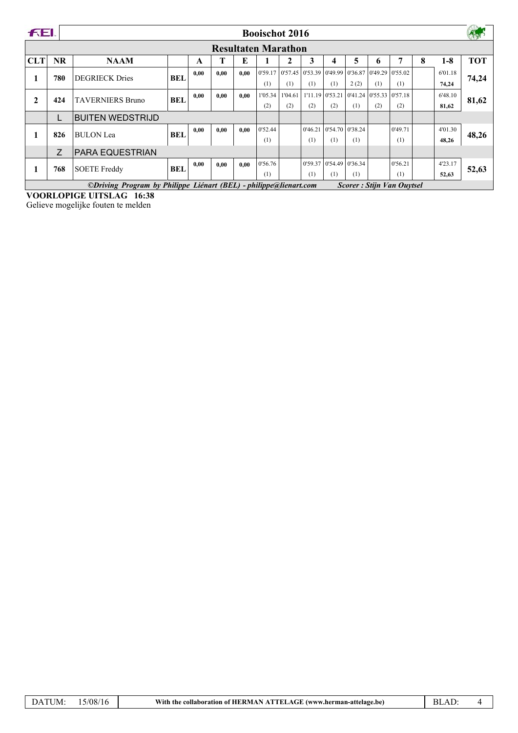# Booischot 2016

## Resultaten Marathon

| CLT | NR | NAAM | | A | T | E | 1 | 2 | 3 | 4 | 5 | 6 | 7 | 8 | 1-8 | TOT |
|---|---|---|---|---|---|---|---|---|---|---|---|---|---|---|---|---|
| 1 | 780 | DEGRIECK Dries | BEL | 0,00 | 0,00 | 0,00 | 0'59.17 (1) | 0'57.45 (1) | 0'53.39 (1) | 0'49.99 (1) | 0'36.87 2 (2) | 0'49.29 (1) | 0'55.02 (1) | | 6'01.18 74,24 | 74,24 |
| 2 | 424 | TAVERNIERS Bruno | BEL | 0,00 | 0,00 | 0,00 | 1'05.34 (2) | 1'04.61 (2) | 1'11.19 (2) | 0'53.21 (2) | 0'41.24 (1) | 0'55.33 (2) | 0'57.18 (2) | | 6'48.10 81,62 | 81,62 |
| | L | BUITEN WEDSTRIJD | | | | | | | | | | | | | | |
| 1 | 826 | BULON Lea | BEL | 0,00 | 0,00 | 0,00 | 0'52.44 (1) | | 0'46.21 (1) | 0'54.70 (1) | 0'38.24 (1) | | 0'49.71 (1) | | 4'01.30 48,26 | 48,26 |
| | Z | PARA EQUESTRIAN | | | | | | | | | | | | | | |
| 1 | 768 | SOETE Freddy | BEL | 0,00 | 0,00 | 0,00 | 0'56.76 (1) | | 0'59.37 (1) | 0'54.49 (1) | 0'36.34 (1) | | 0'56.21 (1) | | 4'23.17 52,63 | 52,63 |

*©Driving Program by Philippe Liénart (BEL) - philippe@lienart.com* *Scorer : Stijn Van Ouytsel*

**VOORLOPIGE UITSLAG 16:38**

Gelieve mogelijke fouten te melden

DATUM: 15/08/16 | **With the collaboration of HERMAN ATTELAGE (www.herman-attelage.be)**